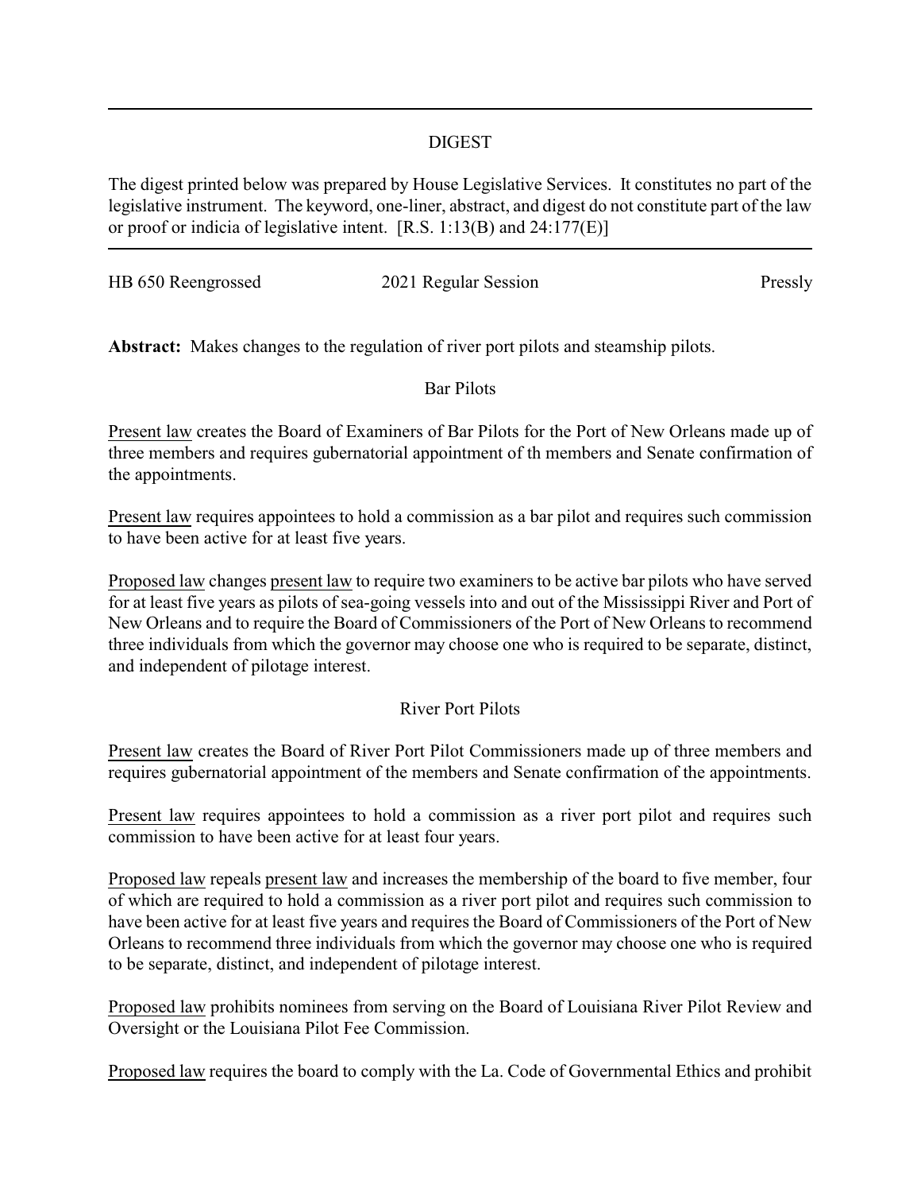## DIGEST

The digest printed below was prepared by House Legislative Services. It constitutes no part of the legislative instrument. The keyword, one-liner, abstract, and digest do not constitute part of the law or proof or indicia of legislative intent. [R.S. 1:13(B) and 24:177(E)]

---

HB 650 Reengrossed | 2021 Regular Session | Pressly

**Abstract:** Makes changes to the regulation of river port pilots and steamship pilots.

### Bar Pilots

Present law creates the Board of Examiners of Bar Pilots for the Port of New Orleans made up of three members and requires gubernatorial appointment of th members and Senate confirmation of the appointments.

Present law requires appointees to hold a commission as a bar pilot and requires such commission to have been active for at least five years.

Proposed law changes present law to require two examiners to be active bar pilots who have served for at least five years as pilots of sea-going vessels into and out of the Mississippi River and Port of New Orleans and to require the Board of Commissioners of the Port of New Orleans to recommend three individuals from which the governor may choose one who is required to be separate, distinct, and independent of pilotage interest.

### River Port Pilots

Present law creates the Board of River Port Pilot Commissioners made up of three members and requires gubernatorial appointment of the members and Senate confirmation of the appointments.

Present law requires appointees to hold a commission as a river port pilot and requires such commission to have been active for at least four years.

Proposed law repeals present law and increases the membership of the board to five member, four of which are required to hold a commission as a river port pilot and requires such commission to have been active for at least five years and requires the Board of Commissioners of the Port of New Orleans to recommend three individuals from which the governor may choose one who is required to be separate, distinct, and independent of pilotage interest.

Proposed law prohibits nominees from serving on the Board of Louisiana River Pilot Review and Oversight or the Louisiana Pilot Fee Commission.

Proposed law requires the board to comply with the La. Code of Governmental Ethics and prohibit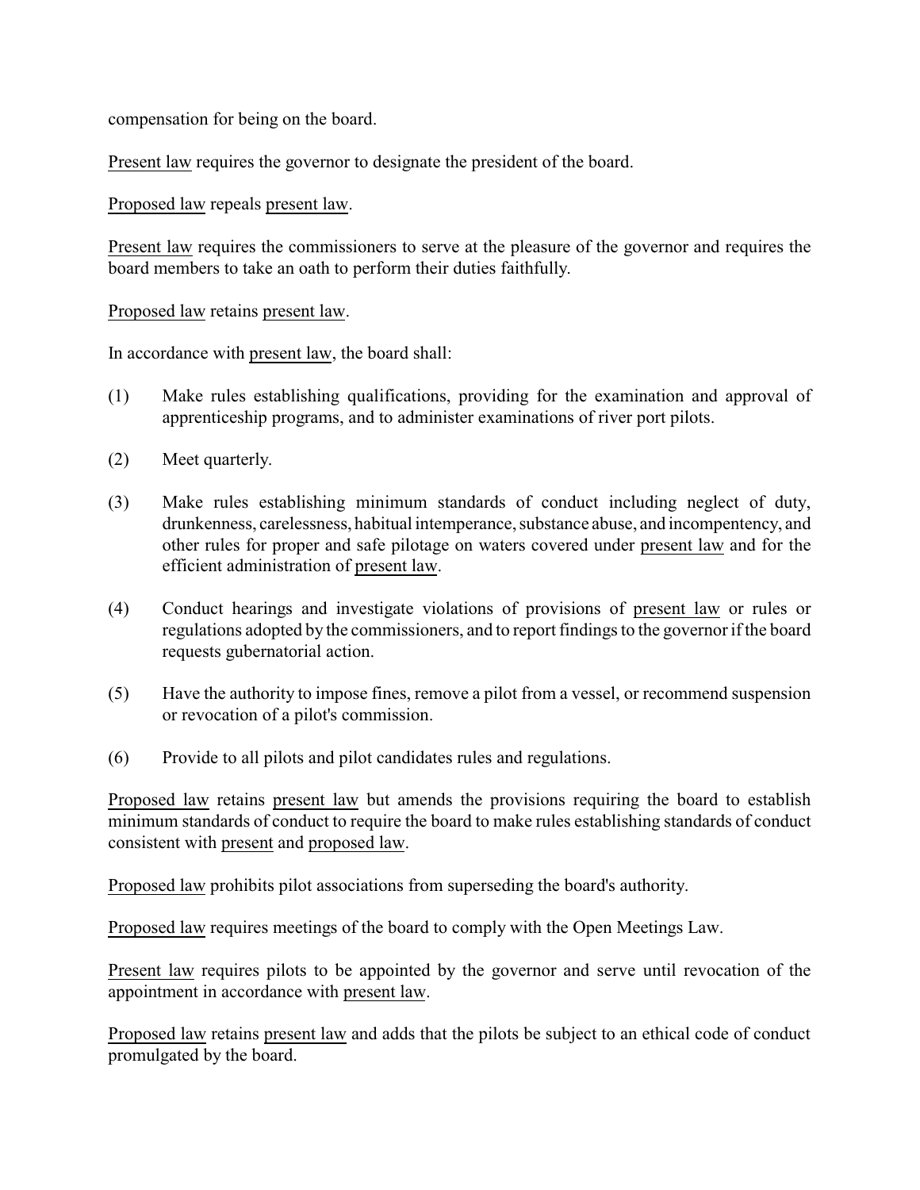compensation for being on the board.

Present law requires the governor to designate the president of the board.

Proposed law repeals present law.

Present law requires the commissioners to serve at the pleasure of the governor and requires the board members to take an oath to perform their duties faithfully.

Proposed law retains present law.

In accordance with present law, the board shall:

(1) Make rules establishing qualifications, providing for the examination and approval of apprenticeship programs, and to administer examinations of river port pilots.

(2) Meet quarterly.

(3) Make rules establishing minimum standards of conduct including neglect of duty, drunkenness, carelessness, habitual intemperance, substance abuse, and incompentency, and other rules for proper and safe pilotage on waters covered under present law and for the efficient administration of present law.

(4) Conduct hearings and investigate violations of provisions of present law or rules or regulations adopted by the commissioners, and to report findings to the governor if the board requests gubernatorial action.

(5) Have the authority to impose fines, remove a pilot from a vessel, or recommend suspension or revocation of a pilot's commission.

(6) Provide to all pilots and pilot candidates rules and regulations.

Proposed law retains present law but amends the provisions requiring the board to establish minimum standards of conduct to require the board to make rules establishing standards of conduct consistent with present and proposed law.

Proposed law prohibits pilot associations from superseding the board's authority.

Proposed law requires meetings of the board to comply with the Open Meetings Law.

Present law requires pilots to be appointed by the governor and serve until revocation of the appointment in accordance with present law.

Proposed law retains present law and adds that the pilots be subject to an ethical code of conduct promulgated by the board.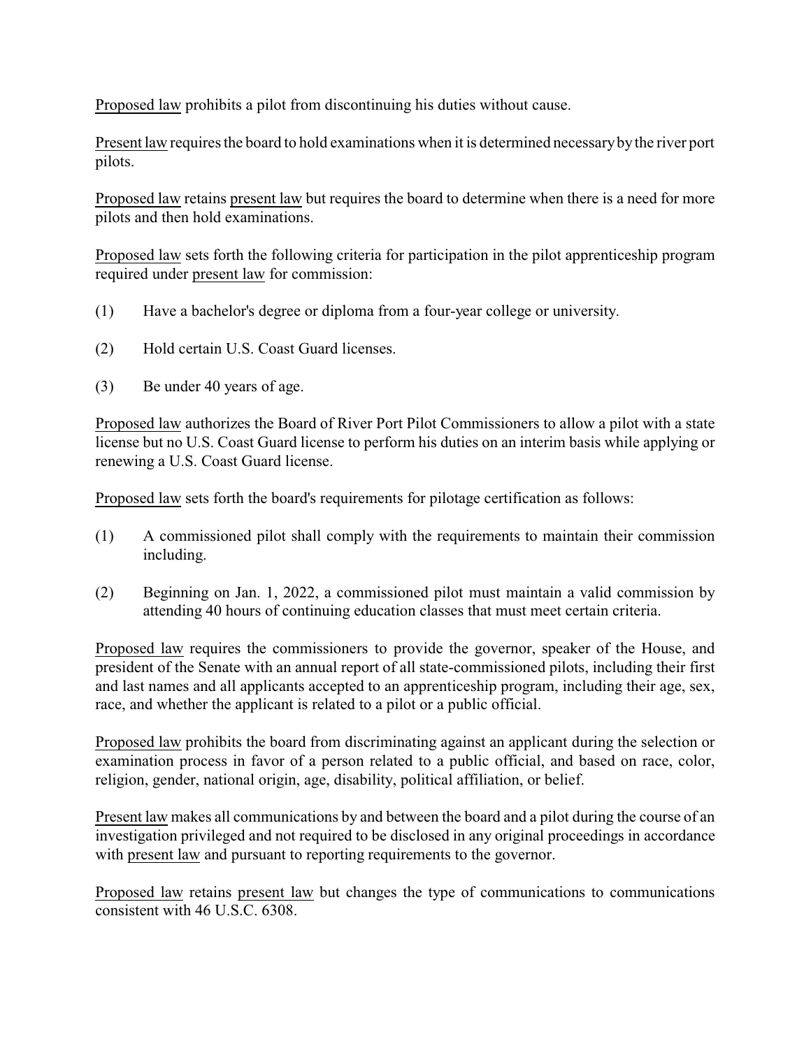Proposed law prohibits a pilot from discontinuing his duties without cause.

Present law requires the board to hold examinations when it is determined necessary by the river port pilots.

Proposed law retains present law but requires the board to determine when there is a need for more pilots and then hold examinations.

Proposed law sets forth the following criteria for participation in the pilot apprenticeship program required under present law for commission:

(1) Have a bachelor's degree or diploma from a four-year college or university.

(2) Hold certain U.S. Coast Guard licenses.

(3) Be under 40 years of age.

Proposed law authorizes the Board of River Port Pilot Commissioners to allow a pilot with a state license but no U.S. Coast Guard license to perform his duties on an interim basis while applying or renewing a U.S. Coast Guard license.

Proposed law sets forth the board's requirements for pilotage certification as follows:

(1) A commissioned pilot shall comply with the requirements to maintain their commission including.

(2) Beginning on Jan. 1, 2022, a commissioned pilot must maintain a valid commission by attending 40 hours of continuing education classes that must meet certain criteria.

Proposed law requires the commissioners to provide the governor, speaker of the House, and president of the Senate with an annual report of all state-commissioned pilots, including their first and last names and all applicants accepted to an apprenticeship program, including their age, sex, race, and whether the applicant is related to a pilot or a public official.

Proposed law prohibits the board from discriminating against an applicant during the selection or examination process in favor of a person related to a public official, and based on race, color, religion, gender, national origin, age, disability, political affiliation, or belief.

Present law makes all communications by and between the board and a pilot during the course of an investigation privileged and not required to be disclosed in any original proceedings in accordance with present law and pursuant to reporting requirements to the governor.

Proposed law retains present law but changes the type of communications to communications consistent with 46 U.S.C. 6308.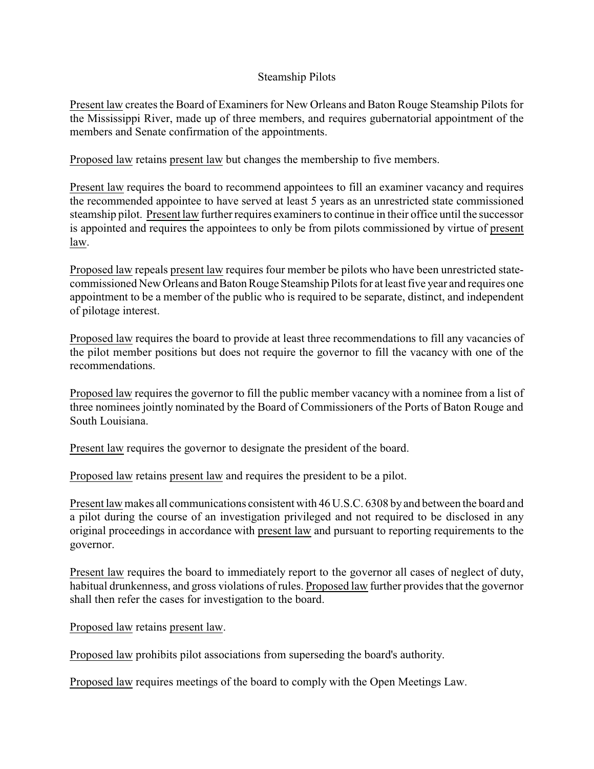Steamship Pilots

Present law creates the Board of Examiners for New Orleans and Baton Rouge Steamship Pilots for the Mississippi River, made up of three members, and requires gubernatorial appointment of the members and Senate confirmation of the appointments.

Proposed law retains present law but changes the membership to five members.

Present law requires the board to recommend appointees to fill an examiner vacancy and requires the recommended appointee to have served at least 5 years as an unrestricted state commissioned steamship pilot. Present law further requires examiners to continue in their office until the successor is appointed and requires the appointees to only be from pilots commissioned by virtue of present law.

Proposed law repeals present law requires four member be pilots who have been unrestricted state-commissioned New Orleans and Baton Rouge Steamship Pilots for at least five year and requires one appointment to be a member of the public who is required to be separate, distinct, and independent of pilotage interest.

Proposed law requires the board to provide at least three recommendations to fill any vacancies of the pilot member positions but does not require the governor to fill the vacancy with one of the recommendations.

Proposed law requires the governor to fill the public member vacancy with a nominee from a list of three nominees jointly nominated by the Board of Commissioners of the Ports of Baton Rouge and South Louisiana.

Present law requires the governor to designate the president of the board.

Proposed law retains present law and requires the president to be a pilot.

Present law makes all communications consistent with 46 U.S.C. 6308 by and between the board and a pilot during the course of an investigation privileged and not required to be disclosed in any original proceedings in accordance with present law and pursuant to reporting requirements to the governor.

Present law requires the board to immediately report to the governor all cases of neglect of duty, habitual drunkenness, and gross violations of rules. Proposed law further provides that the governor shall then refer the cases for investigation to the board.

Proposed law retains present law.

Proposed law prohibits pilot associations from superseding the board's authority.

Proposed law requires meetings of the board to comply with the Open Meetings Law.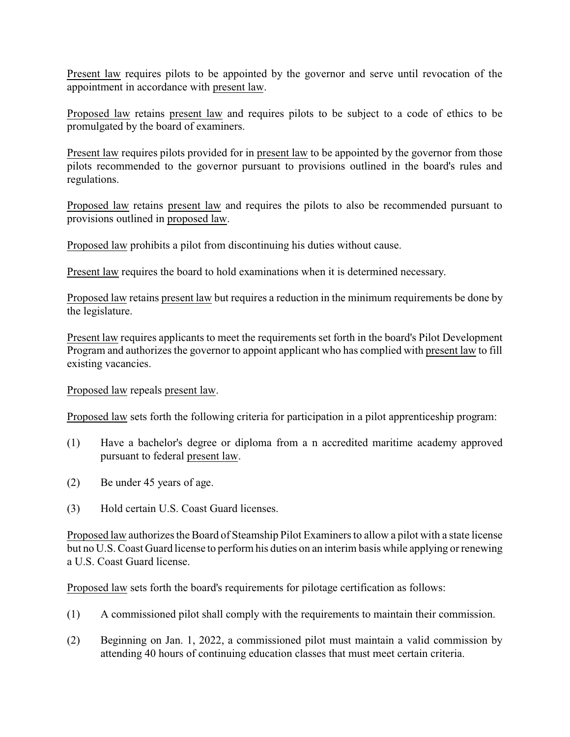Present law requires pilots to be appointed by the governor and serve until revocation of the appointment in accordance with present law.

Proposed law retains present law and requires pilots to be subject to a code of ethics to be promulgated by the board of examiners.

Present law requires pilots provided for in present law to be appointed by the governor from those pilots recommended to the governor pursuant to provisions outlined in the board's rules and regulations.

Proposed law retains present law and requires the pilots to also be recommended pursuant to provisions outlined in proposed law.

Proposed law prohibits a pilot from discontinuing his duties without cause.

Present law requires the board to hold examinations when it is determined necessary.

Proposed law retains present law but requires a reduction in the minimum requirements be done by the legislature.

Present law requires applicants to meet the requirements set forth in the board's Pilot Development Program and authorizes the governor to appoint applicant who has complied with present law to fill existing vacancies.

Proposed law repeals present law.

Proposed law sets forth the following criteria for participation in a pilot apprenticeship program:

(1) Have a bachelor's degree or diploma from a n accredited maritime academy approved pursuant to federal present law.

(2) Be under 45 years of age.

(3) Hold certain U.S. Coast Guard licenses.

Proposed law authorizes the Board of Steamship Pilot Examiners to allow a pilot with a state license but no U.S. Coast Guard license to perform his duties on an interim basis while applying or renewing a U.S. Coast Guard license.

Proposed law sets forth the board's requirements for pilotage certification as follows:

(1) A commissioned pilot shall comply with the requirements to maintain their commission.

(2) Beginning on Jan. 1, 2022, a commissioned pilot must maintain a valid commission by attending 40 hours of continuing education classes that must meet certain criteria.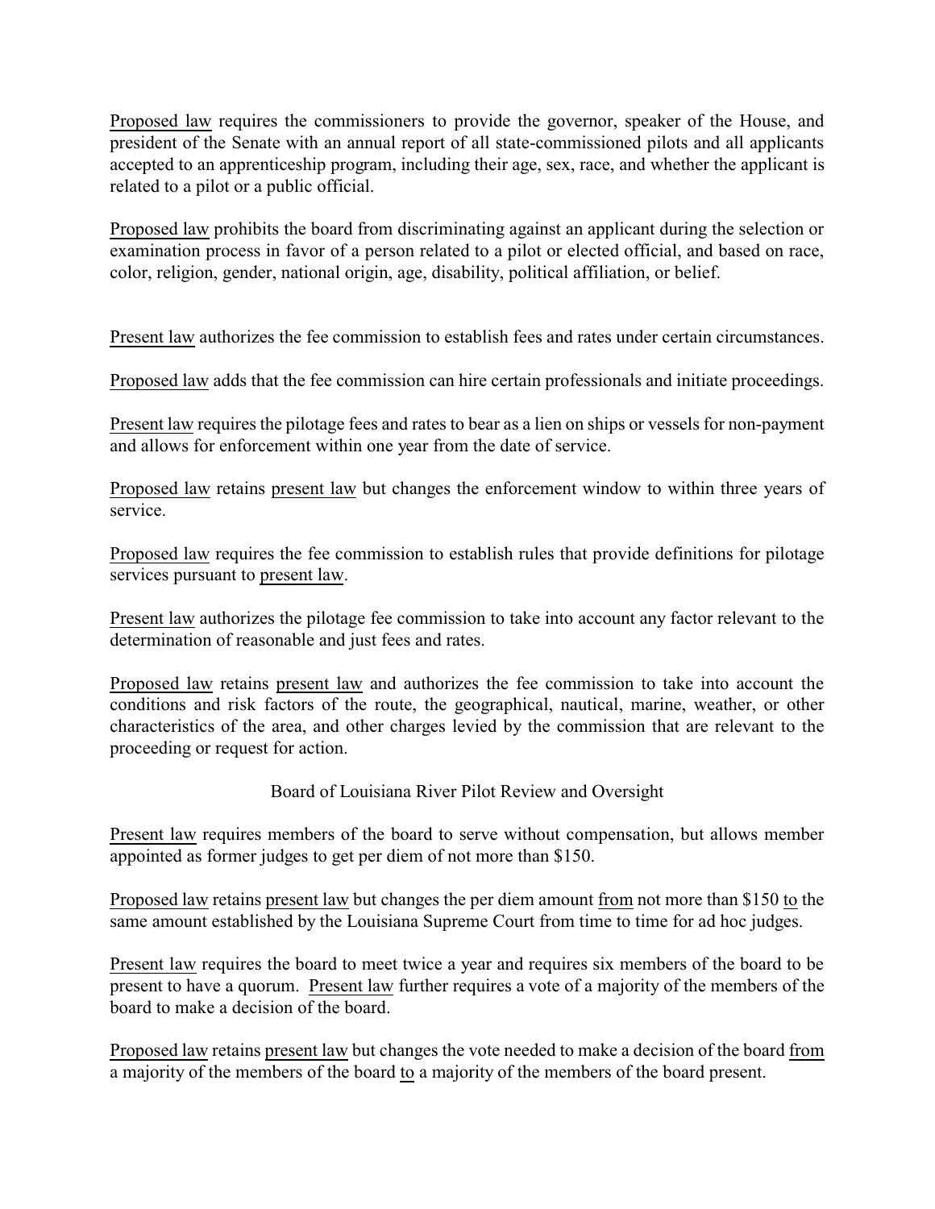Proposed law requires the commissioners to provide the governor, speaker of the House, and president of the Senate with an annual report of all state-commissioned pilots and all applicants accepted to an apprenticeship program, including their age, sex, race, and whether the applicant is related to a pilot or a public official.

Proposed law prohibits the board from discriminating against an applicant during the selection or examination process in favor of a person related to a pilot or elected official, and based on race, color, religion, gender, national origin, age, disability, political affiliation, or belief.

Present law authorizes the fee commission to establish fees and rates under certain circumstances.

Proposed law adds that the fee commission can hire certain professionals and initiate proceedings.

Present law requires the pilotage fees and rates to bear as a lien on ships or vessels for non-payment and allows for enforcement within one year from the date of service.

Proposed law retains present law but changes the enforcement window to within three years of service.

Proposed law requires the fee commission to establish rules that provide definitions for pilotage services pursuant to present law.

Present law authorizes the pilotage fee commission to take into account any factor relevant to the determination of reasonable and just fees and rates.

Proposed law retains present law and authorizes the fee commission to take into account the conditions and risk factors of the route, the geographical, nautical, marine, weather, or other characteristics of the area, and other charges levied by the commission that are relevant to the proceeding or request for action.

Board of Louisiana River Pilot Review and Oversight

Present law requires members of the board to serve without compensation, but allows member appointed as former judges to get per diem of not more than $150.

Proposed law retains present law but changes the per diem amount from not more than $150 to the same amount established by the Louisiana Supreme Court from time to time for ad hoc judges.

Present law requires the board to meet twice a year and requires six members of the board to be present to have a quorum. Present law further requires a vote of a majority of the members of the board to make a decision of the board.

Proposed law retains present law but changes the vote needed to make a decision of the board from a majority of the members of the board to a majority of the members of the board present.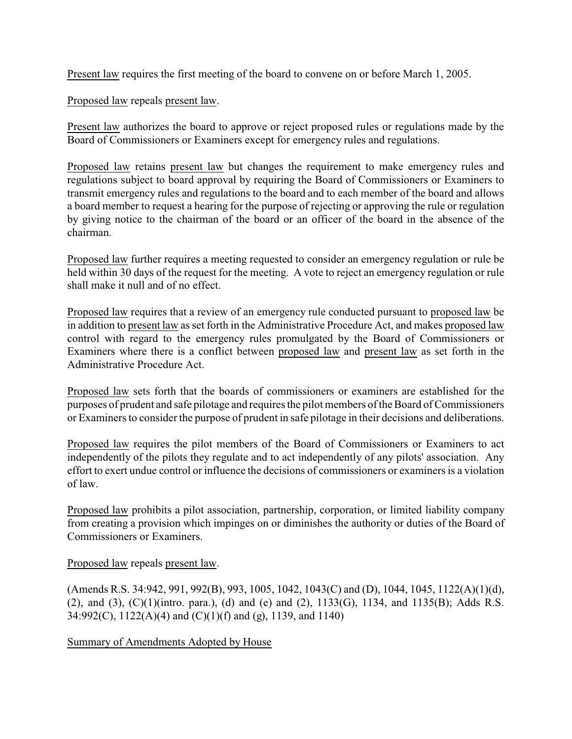Present law requires the first meeting of the board to convene on or before March 1, 2005.

Proposed law repeals present law.

Present law authorizes the board to approve or reject proposed rules or regulations made by the Board of Commissioners or Examiners except for emergency rules and regulations.

Proposed law retains present law but changes the requirement to make emergency rules and regulations subject to board approval by requiring the Board of Commissioners or Examiners to transmit emergency rules and regulations to the board and to each member of the board and allows a board member to request a hearing for the purpose of rejecting or approving the rule or regulation by giving notice to the chairman of the board or an officer of the board in the absence of the chairman.

Proposed law further requires a meeting requested to consider an emergency regulation or rule be held within 30 days of the request for the meeting. A vote to reject an emergency regulation or rule shall make it null and of no effect.

Proposed law requires that a review of an emergency rule conducted pursuant to proposed law be in addition to present law as set forth in the Administrative Procedure Act, and makes proposed law control with regard to the emergency rules promulgated by the Board of Commissioners or Examiners where there is a conflict between proposed law and present law as set forth in the Administrative Procedure Act.

Proposed law sets forth that the boards of commissioners or examiners are established for the purposes of prudent and safe pilotage and requires the pilot members of the Board of Commissioners or Examiners to consider the purpose of prudent in safe pilotage in their decisions and deliberations.

Proposed law requires the pilot members of the Board of Commissioners or Examiners to act independently of the pilots they regulate and to act independently of any pilots' association. Any effort to exert undue control or influence the decisions of commissioners or examiners is a violation of law.

Proposed law prohibits a pilot association, partnership, corporation, or limited liability company from creating a provision which impinges on or diminishes the authority or duties of the Board of Commissioners or Examiners.

Proposed law repeals present law.

(Amends R.S. 34:942, 991, 992(B), 993, 1005, 1042, 1043(C) and (D), 1044, 1045, 1122(A)(1)(d), (2), and (3), (C)(1)(intro. para.), (d) and (e) and (2), 1133(G), 1134, and 1135(B); Adds R.S. 34:992(C), 1122(A)(4) and (C)(1)(f) and (g), 1139, and 1140)

Summary of Amendments Adopted by House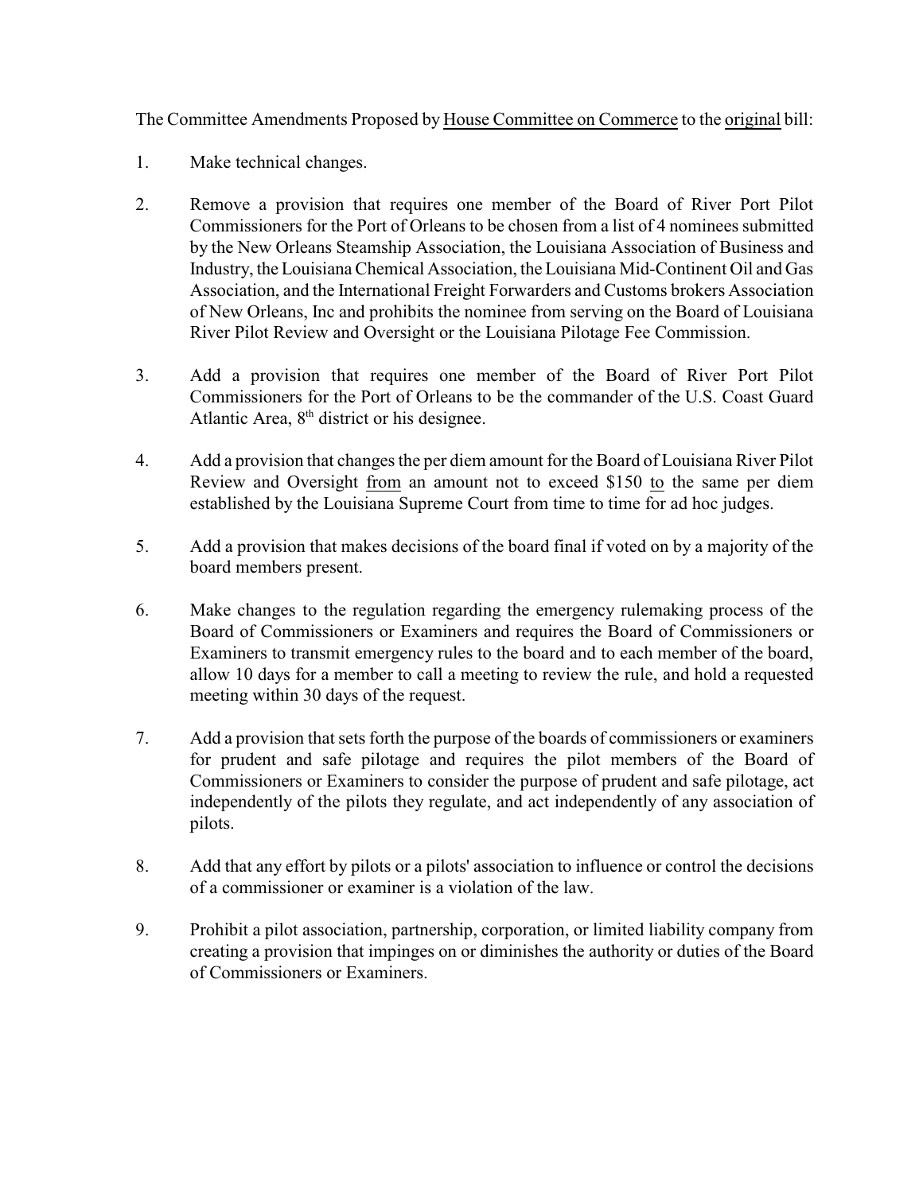The Committee Amendments Proposed by <u>House Committee on Commerce</u> to the <u>original</u> bill:

1. Make technical changes.

2. Remove a provision that requires one member of the Board of River Port Pilot Commissioners for the Port of Orleans to be chosen from a list of 4 nominees submitted by the New Orleans Steamship Association, the Louisiana Association of Business and Industry, the Louisiana Chemical Association, the Louisiana Mid-Continent Oil and Gas Association, and the International Freight Forwarders and Customs brokers Association of New Orleans, Inc and prohibits the nominee from serving on the Board of Louisiana River Pilot Review and Oversight or the Louisiana Pilotage Fee Commission.

3. Add a provision that requires one member of the Board of River Port Pilot Commissioners for the Port of Orleans to be the commander of the U.S. Coast Guard Atlantic Area, 8th district or his designee.

4. Add a provision that changes the per diem amount for the Board of Louisiana River Pilot Review and Oversight <u>from</u> an amount not to exceed $150 <u>to</u> the same per diem established by the Louisiana Supreme Court from time to time for ad hoc judges.

5. Add a provision that makes decisions of the board final if voted on by a majority of the board members present.

6. Make changes to the regulation regarding the emergency rulemaking process of the Board of Commissioners or Examiners and requires the Board of Commissioners or Examiners to transmit emergency rules to the board and to each member of the board, allow 10 days for a member to call a meeting to review the rule, and hold a requested meeting within 30 days of the request.

7. Add a provision that sets forth the purpose of the boards of commissioners or examiners for prudent and safe pilotage and requires the pilot members of the Board of Commissioners or Examiners to consider the purpose of prudent and safe pilotage, act independently of the pilots they regulate, and act independently of any association of pilots.

8. Add that any effort by pilots or a pilots' association to influence or control the decisions of a commissioner or examiner is a violation of the law.

9. Prohibit a pilot association, partnership, corporation, or limited liability company from creating a provision that impinges on or diminishes the authority or duties of the Board of Commissioners or Examiners.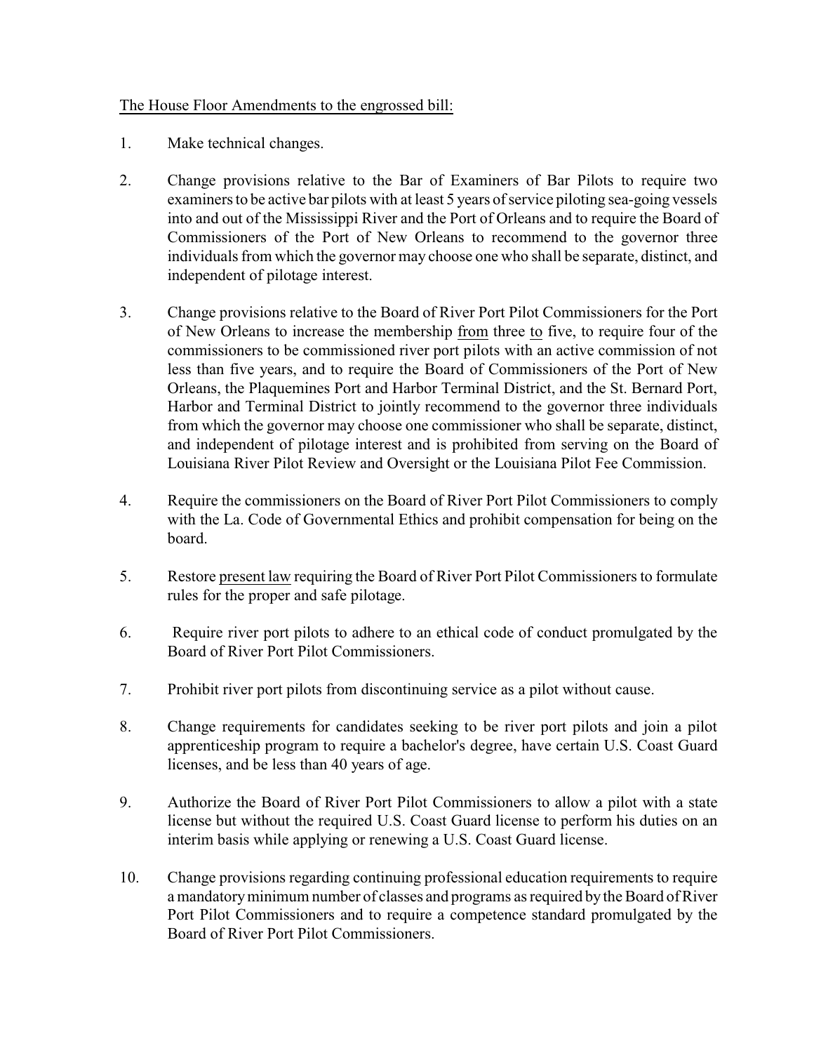<u>The House Floor Amendments to the engrossed bill:</u>

1. Make technical changes.

2. Change provisions relative to the Bar of Examiners of Bar Pilots to require two examiners to be active bar pilots with at least 5 years of service piloting sea-going vessels into and out of the Mississippi River and the Port of Orleans and to require the Board of Commissioners of the Port of New Orleans to recommend to the governor three individuals from which the governor may choose one who shall be separate, distinct, and independent of pilotage interest.

3. Change provisions relative to the Board of River Port Pilot Commissioners for the Port of New Orleans to increase the membership <u>from</u> three <u>to</u> five, to require four of the commissioners to be commissioned river port pilots with an active commission of not less than five years, and to require the Board of Commissioners of the Port of New Orleans, the Plaquemines Port and Harbor Terminal District, and the St. Bernard Port, Harbor and Terminal District to jointly recommend to the governor three individuals from which the governor may choose one commissioner who shall be separate, distinct, and independent of pilotage interest and is prohibited from serving on the Board of Louisiana River Pilot Review and Oversight or the Louisiana Pilot Fee Commission.

4. Require the commissioners on the Board of River Port Pilot Commissioners to comply with the La. Code of Governmental Ethics and prohibit compensation for being on the board.

5. Restore <u>present law</u> requiring the Board of River Port Pilot Commissioners to formulate rules for the proper and safe pilotage.

6. Require river port pilots to adhere to an ethical code of conduct promulgated by the Board of River Port Pilot Commissioners.

7. Prohibit river port pilots from discontinuing service as a pilot without cause.

8. Change requirements for candidates seeking to be river port pilots and join a pilot apprenticeship program to require a bachelor's degree, have certain U.S. Coast Guard licenses, and be less than 40 years of age.

9. Authorize the Board of River Port Pilot Commissioners to allow a pilot with a state license but without the required U.S. Coast Guard license to perform his duties on an interim basis while applying or renewing a U.S. Coast Guard license.

10. Change provisions regarding continuing professional education requirements to require a mandatory minimum number of classes and programs as required by the Board of River Port Pilot Commissioners and to require a competence standard promulgated by the Board of River Port Pilot Commissioners.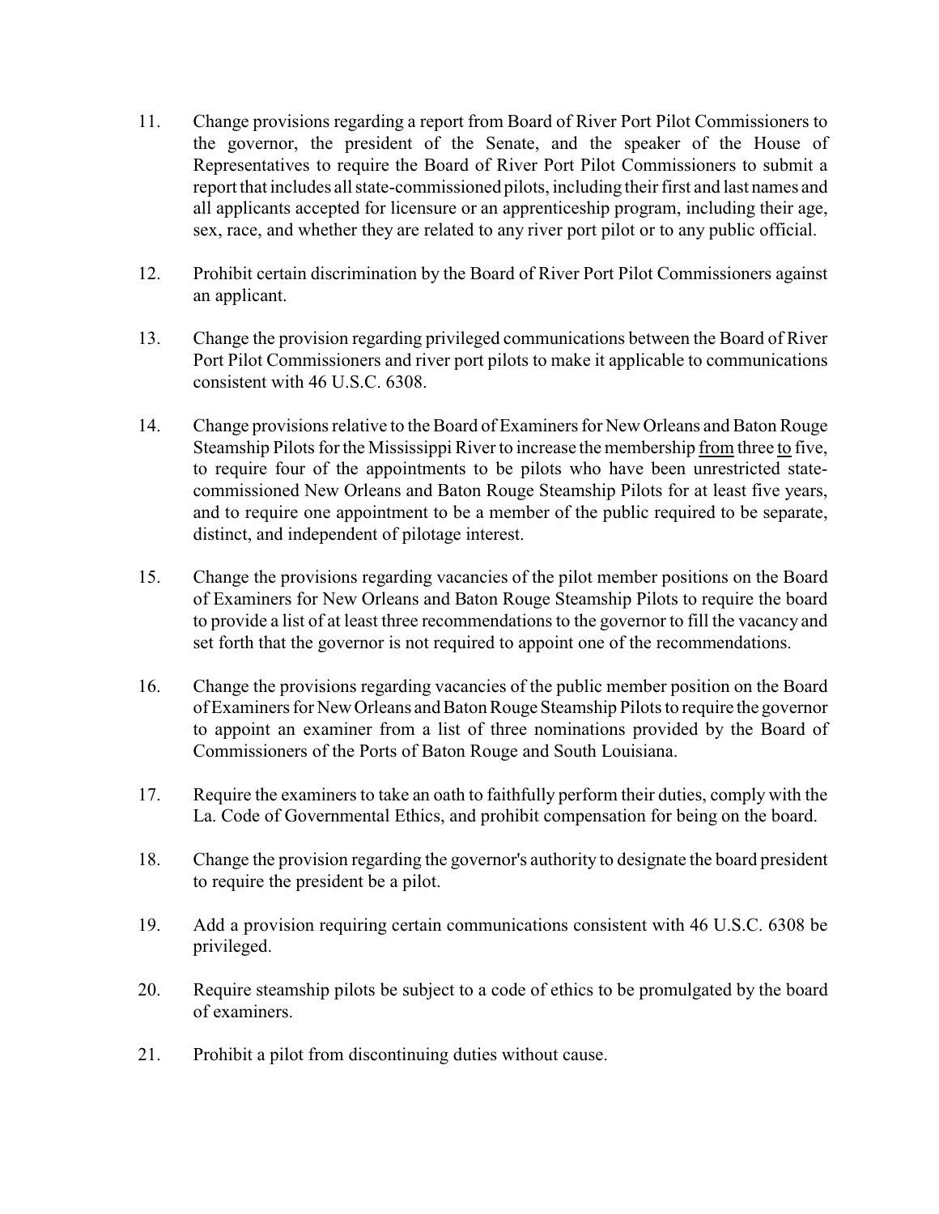11. Change provisions regarding a report from Board of River Port Pilot Commissioners to the governor, the president of the Senate, and the speaker of the House of Representatives to require the Board of River Port Pilot Commissioners to submit a report that includes all state-commissioned pilots, including their first and last names and all applicants accepted for licensure or an apprenticeship program, including their age, sex, race, and whether they are related to any river port pilot or to any public official.

12. Prohibit certain discrimination by the Board of River Port Pilot Commissioners against an applicant.

13. Change the provision regarding privileged communications between the Board of River Port Pilot Commissioners and river port pilots to make it applicable to communications consistent with 46 U.S.C. 6308.

14. Change provisions relative to the Board of Examiners for New Orleans and Baton Rouge Steamship Pilots for the Mississippi River to increase the membership <u>from</u> three <u>to</u> five, to require four of the appointments to be pilots who have been unrestricted state-commissioned New Orleans and Baton Rouge Steamship Pilots for at least five years, and to require one appointment to be a member of the public required to be separate, distinct, and independent of pilotage interest.

15. Change the provisions regarding vacancies of the pilot member positions on the Board of Examiners for New Orleans and Baton Rouge Steamship Pilots to require the board to provide a list of at least three recommendations to the governor to fill the vacancy and set forth that the governor is not required to appoint one of the recommendations.

16. Change the provisions regarding vacancies of the public member position on the Board of Examiners for New Orleans and Baton Rouge Steamship Pilots to require the governor to appoint an examiner from a list of three nominations provided by the Board of Commissioners of the Ports of Baton Rouge and South Louisiana.

17. Require the examiners to take an oath to faithfully perform their duties, comply with the La. Code of Governmental Ethics, and prohibit compensation for being on the board.

18. Change the provision regarding the governor's authority to designate the board president to require the president be a pilot.

19. Add a provision requiring certain communications consistent with 46 U.S.C. 6308 be privileged.

20. Require steamship pilots be subject to a code of ethics to be promulgated by the board of examiners.

21. Prohibit a pilot from discontinuing duties without cause.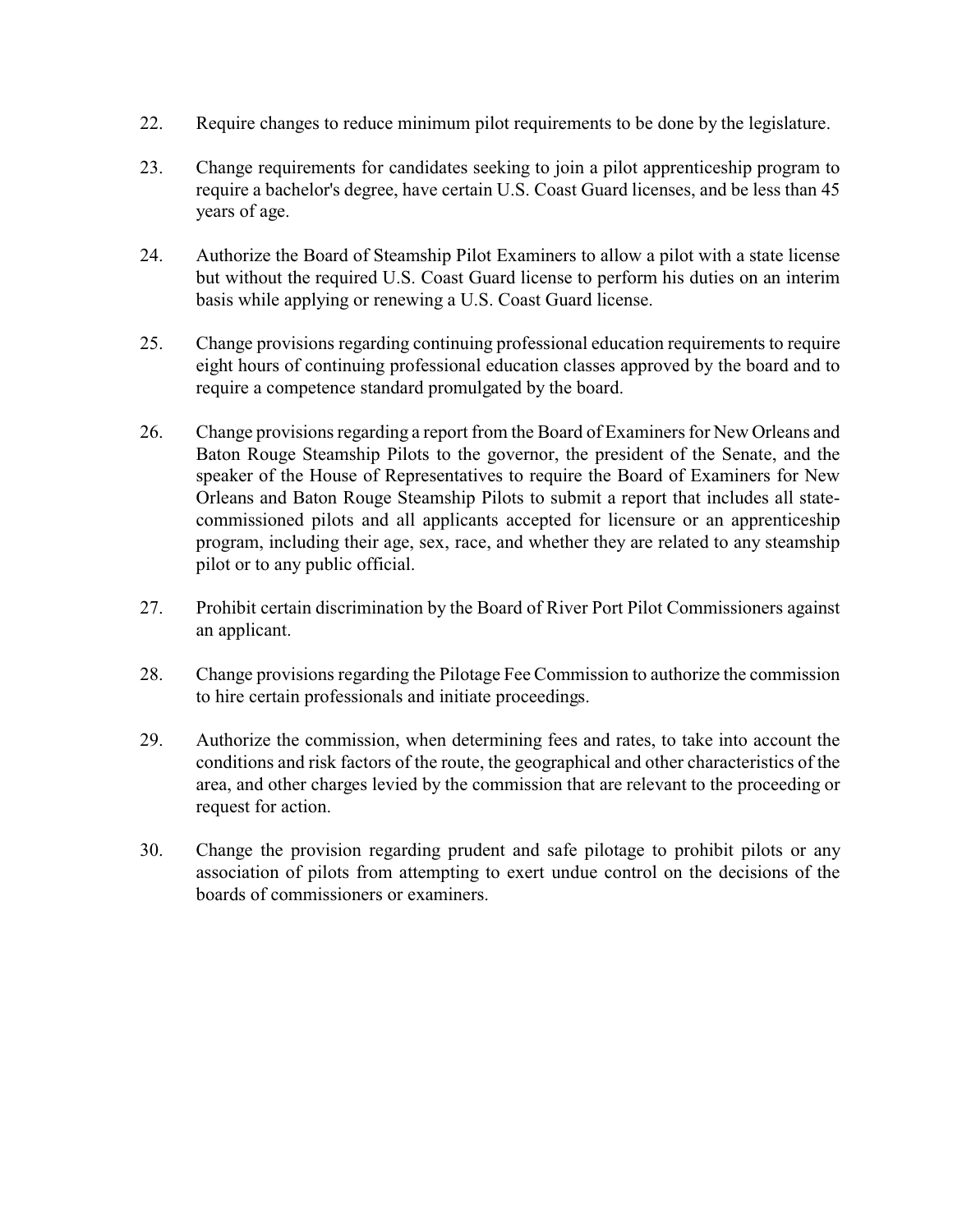22. Require changes to reduce minimum pilot requirements to be done by the legislature.

23. Change requirements for candidates seeking to join a pilot apprenticeship program to require a bachelor's degree, have certain U.S. Coast Guard licenses, and be less than 45 years of age.

24. Authorize the Board of Steamship Pilot Examiners to allow a pilot with a state license but without the required U.S. Coast Guard license to perform his duties on an interim basis while applying or renewing a U.S. Coast Guard license.

25. Change provisions regarding continuing professional education requirements to require eight hours of continuing professional education classes approved by the board and to require a competence standard promulgated by the board.

26. Change provisions regarding a report from the Board of Examiners for New Orleans and Baton Rouge Steamship Pilots to the governor, the president of the Senate, and the speaker of the House of Representatives to require the Board of Examiners for New Orleans and Baton Rouge Steamship Pilots to submit a report that includes all state-commissioned pilots and all applicants accepted for licensure or an apprenticeship program, including their age, sex, race, and whether they are related to any steamship pilot or to any public official.

27. Prohibit certain discrimination by the Board of River Port Pilot Commissioners against an applicant.

28. Change provisions regarding the Pilotage Fee Commission to authorize the commission to hire certain professionals and initiate proceedings.

29. Authorize the commission, when determining fees and rates, to take into account the conditions and risk factors of the route, the geographical and other characteristics of the area, and other charges levied by the commission that are relevant to the proceeding or request for action.

30. Change the provision regarding prudent and safe pilotage to prohibit pilots or any association of pilots from attempting to exert undue control on the decisions of the boards of commissioners or examiners.